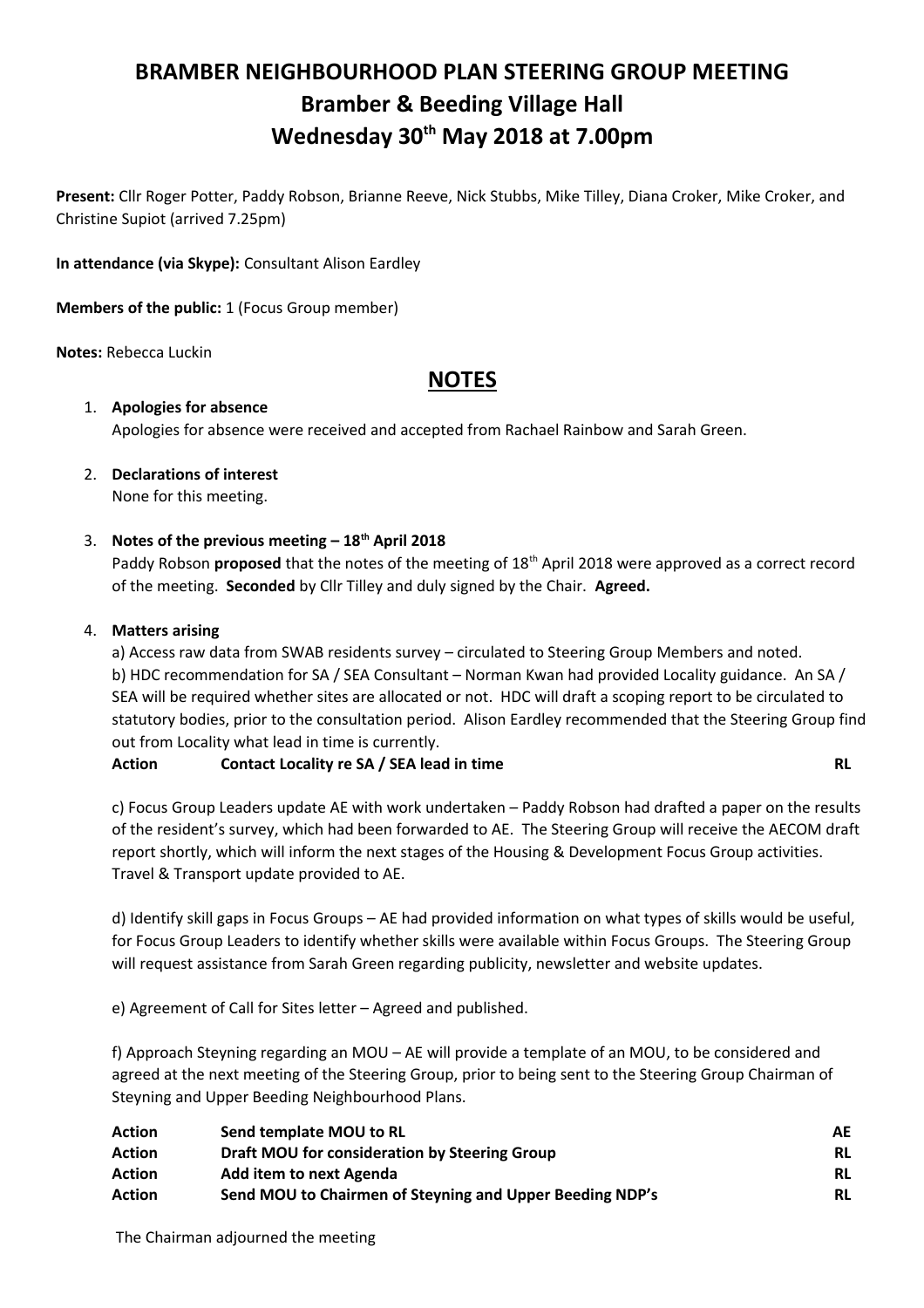# BRAMBER NEIGHBOURHOOD PLAN STEERING GROUP MEETING

# Bramber & Beeding Village Hall

# Wednesday 30th May 2018 at 7.00pm

**Present:** Cllr Roger Potter, Paddy Robson, Brianne Reeve, Nick Stubbs, Mike Tilley, Diana Croker, Mike Croker, and Christine Supiot (arrived 7.25pm)

**In attendance (via Skype):** Consultant Alison Eardley

**Members of the public:** 1 (Focus Group member)

**Notes:** Rebecca Luckin

## NOTES

1. **Apologies for absence**
   Apologies for absence were received and accepted from Rachael Rainbow and Sarah Green.

2. **Declarations of interest**
   None for this meeting.

3. **Notes of the previous meeting – 18th April 2018**
   Paddy Robson **proposed** that the notes of the meeting of 18th April 2018 were approved as a correct record of the meeting. **Seconded** by Cllr Tilley and duly signed by the Chair. **Agreed.**

4. **Matters arising**
   a) Access raw data from SWAB residents survey – circulated to Steering Group Members and noted.
   b) HDC recommendation for SA / SEA Consultant – Norman Kwan had provided Locality guidance. An SA / SEA will be required whether sites are allocated or not. HDC will draft a scoping report to be circulated to statutory bodies, prior to the consultation period. Alison Eardley recommended that the Steering Group find out from Locality what lead in time is currently.

   | | | |
   |---|---|---|
   | **Action** | **Contact Locality re SA / SEA lead in time** | **RL** |

   c) Focus Group Leaders update AE with work undertaken – Paddy Robson had drafted a paper on the results of the resident's survey, which had been forwarded to AE. The Steering Group will receive the AECOM draft report shortly, which will inform the next stages of the Housing & Development Focus Group activities. Travel & Transport update provided to AE.

   d) Identify skill gaps in Focus Groups – AE had provided information on what types of skills would be useful, for Focus Group Leaders to identify whether skills were available within Focus Groups. The Steering Group will request assistance from Sarah Green regarding publicity, newsletter and website updates.

   e) Agreement of Call for Sites letter – Agreed and published.

   f) Approach Steyning regarding an MOU – AE will provide a template of an MOU, to be considered and agreed at the next meeting of the Steering Group, prior to being sent to the Steering Group Chairman of Steyning and Upper Beeding Neighbourhood Plans.

   | | | |
   |---|---|---|
   | **Action** | **Send template MOU to RL** | **AE** |
   | **Action** | **Draft MOU for consideration by Steering Group** | **RL** |
   | **Action** | **Add item to next Agenda** | **RL** |
   | **Action** | **Send MOU to Chairmen of Steyning and Upper Beeding NDP's** | **RL** |

The Chairman adjourned the meeting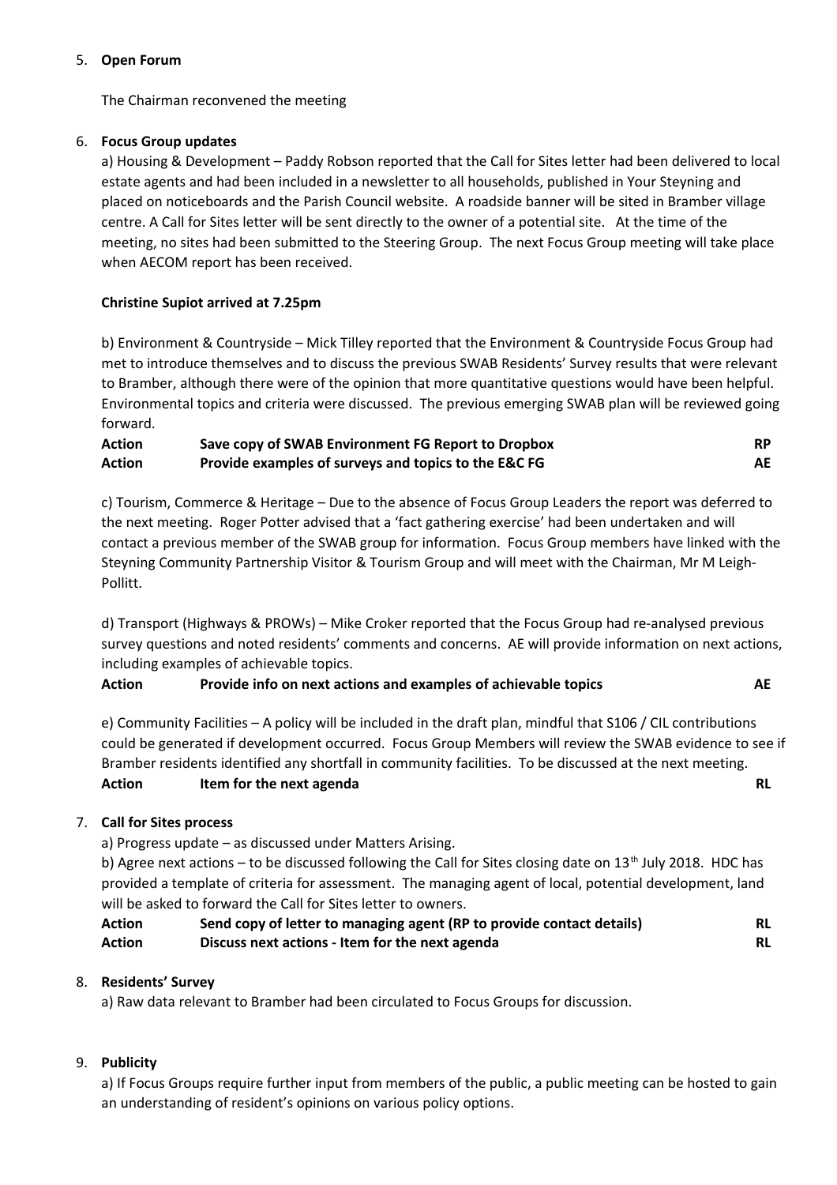5. **Open Forum**

   The Chairman reconvened the meeting

6. **Focus Group updates**

   a) Housing & Development – Paddy Robson reported that the Call for Sites letter had been delivered to local estate agents and had been included in a newsletter to all households, published in Your Steyning and placed on noticeboards and the Parish Council website. A roadside banner will be sited in Bramber village centre. A Call for Sites letter will be sent directly to the owner of a potential site. At the time of the meeting, no sites had been submitted to the Steering Group. The next Focus Group meeting will take place when AECOM report has been received.

   **Christine Supiot arrived at 7.25pm**

   b) Environment & Countryside – Mick Tilley reported that the Environment & Countryside Focus Group had met to introduce themselves and to discuss the previous SWAB Residents' Survey results that were relevant to Bramber, although there were of the opinion that more quantitative questions would have been helpful. Environmental topics and criteria were discussed. The previous emerging SWAB plan will be reviewed going forward.

   | | | |
   |---|---|---|
   | **Action** | **Save copy of SWAB Environment FG Report to Dropbox** | **RP** |
   | **Action** | **Provide examples of surveys and topics to the E&C FG** | **AE** |

   c) Tourism, Commerce & Heritage – Due to the absence of Focus Group Leaders the report was deferred to the next meeting. Roger Potter advised that a 'fact gathering exercise' had been undertaken and will contact a previous member of the SWAB group for information. Focus Group members have linked with the Steyning Community Partnership Visitor & Tourism Group and will meet with the Chairman, Mr M Leigh-Pollitt.

   d) Transport (Highways & PROWs) – Mike Croker reported that the Focus Group had re-analysed previous survey questions and noted residents' comments and concerns. AE will provide information on next actions, including examples of achievable topics.

   | | | |
   |---|---|---|
   | **Action** | **Provide info on next actions and examples of achievable topics** | **AE** |

   e) Community Facilities – A policy will be included in the draft plan, mindful that S106 / CIL contributions could be generated if development occurred. Focus Group Members will review the SWAB evidence to see if Bramber residents identified any shortfall in community facilities. To be discussed at the next meeting.

   | | | |
   |---|---|---|
   | **Action** | **Item for the next agenda** | **RL** |

7. **Call for Sites process**

   a) Progress update – as discussed under Matters Arising.

   b) Agree next actions – to be discussed following the Call for Sites closing date on 13th July 2018. HDC has provided a template of criteria for assessment. The managing agent of local, potential development, land will be asked to forward the Call for Sites letter to owners.

   | | | |
   |---|---|---|
   | **Action** | **Send copy of letter to managing agent (RP to provide contact details)** | **RL** |
   | **Action** | **Discuss next actions - Item for the next agenda** | **RL** |

8. **Residents' Survey**

   a) Raw data relevant to Bramber had been circulated to Focus Groups for discussion.

9. **Publicity**

   a) If Focus Groups require further input from members of the public, a public meeting can be hosted to gain an understanding of resident's opinions on various policy options.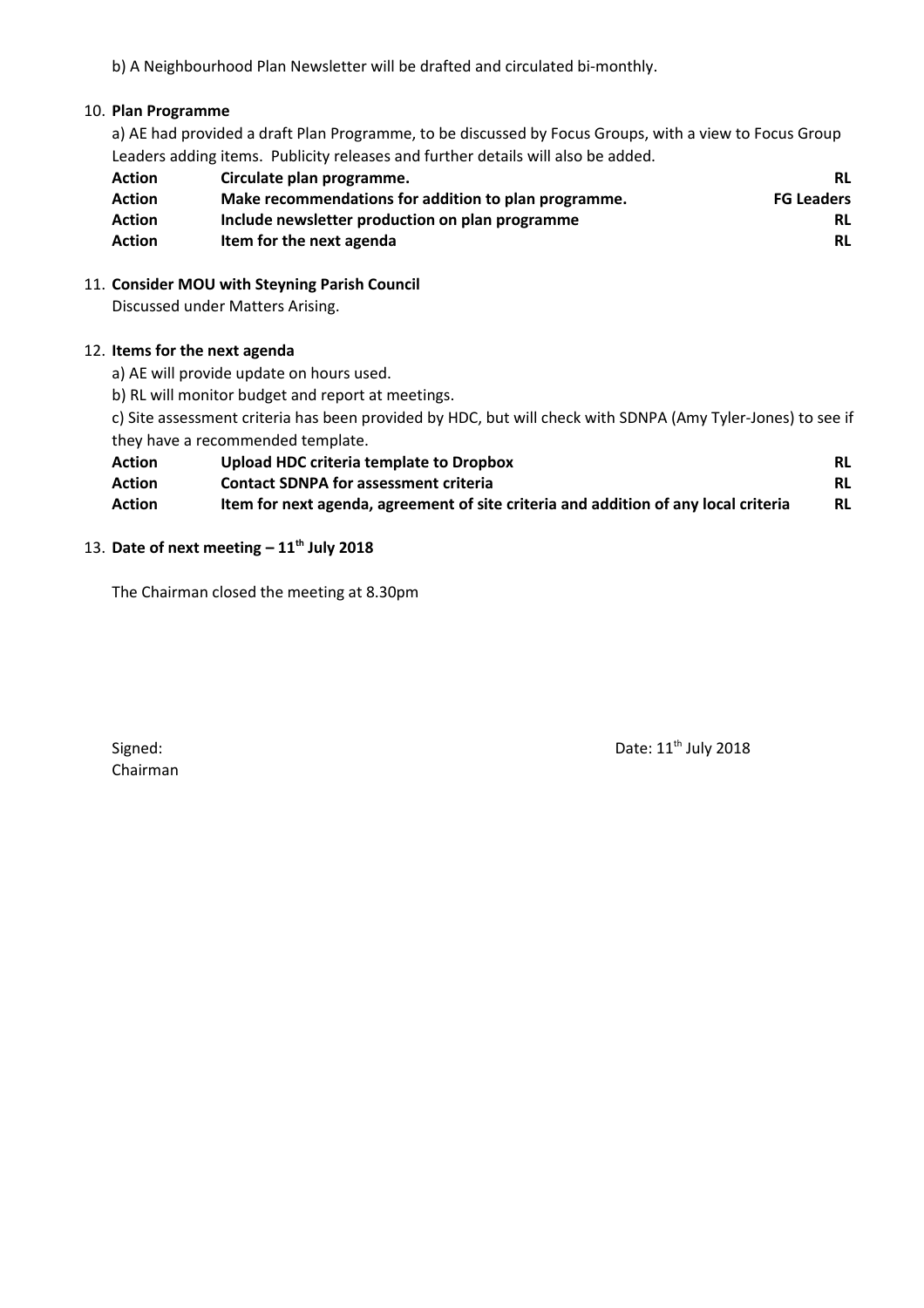b) A Neighbourhood Plan Newsletter will be drafted and circulated bi-monthly.

10. **Plan Programme**

a) AE had provided a draft Plan Programme, to be discussed by Focus Groups, with a view to Focus Group Leaders adding items. Publicity releases and further details will also be added.

| | | |
|---|---|---|
| **Action** | **Circulate plan programme.** | **RL** |
| **Action** | **Make recommendations for addition to plan programme.** | **FG Leaders** |
| **Action** | **Include newsletter production on plan programme** | **RL** |
| **Action** | **Item for the next agenda** | **RL** |

11. **Consider MOU with Steyning Parish Council**

Discussed under Matters Arising.

12. **Items for the next agenda**

a) AE will provide update on hours used.

b) RL will monitor budget and report at meetings.

c) Site assessment criteria has been provided by HDC, but will check with SDNPA (Amy Tyler-Jones) to see if they have a recommended template.

| | | |
|---|---|---|
| **Action** | **Upload HDC criteria template to Dropbox** | **RL** |
| **Action** | **Contact SDNPA for assessment criteria** | **RL** |
| **Action** | **Item for next agenda, agreement of site criteria and addition of any local criteria** | **RL** |

13. **Date of next meeting – 11th July 2018**

The Chairman closed the meeting at 8.30pm

Signed:
Chairman

Date: 11th July 2018